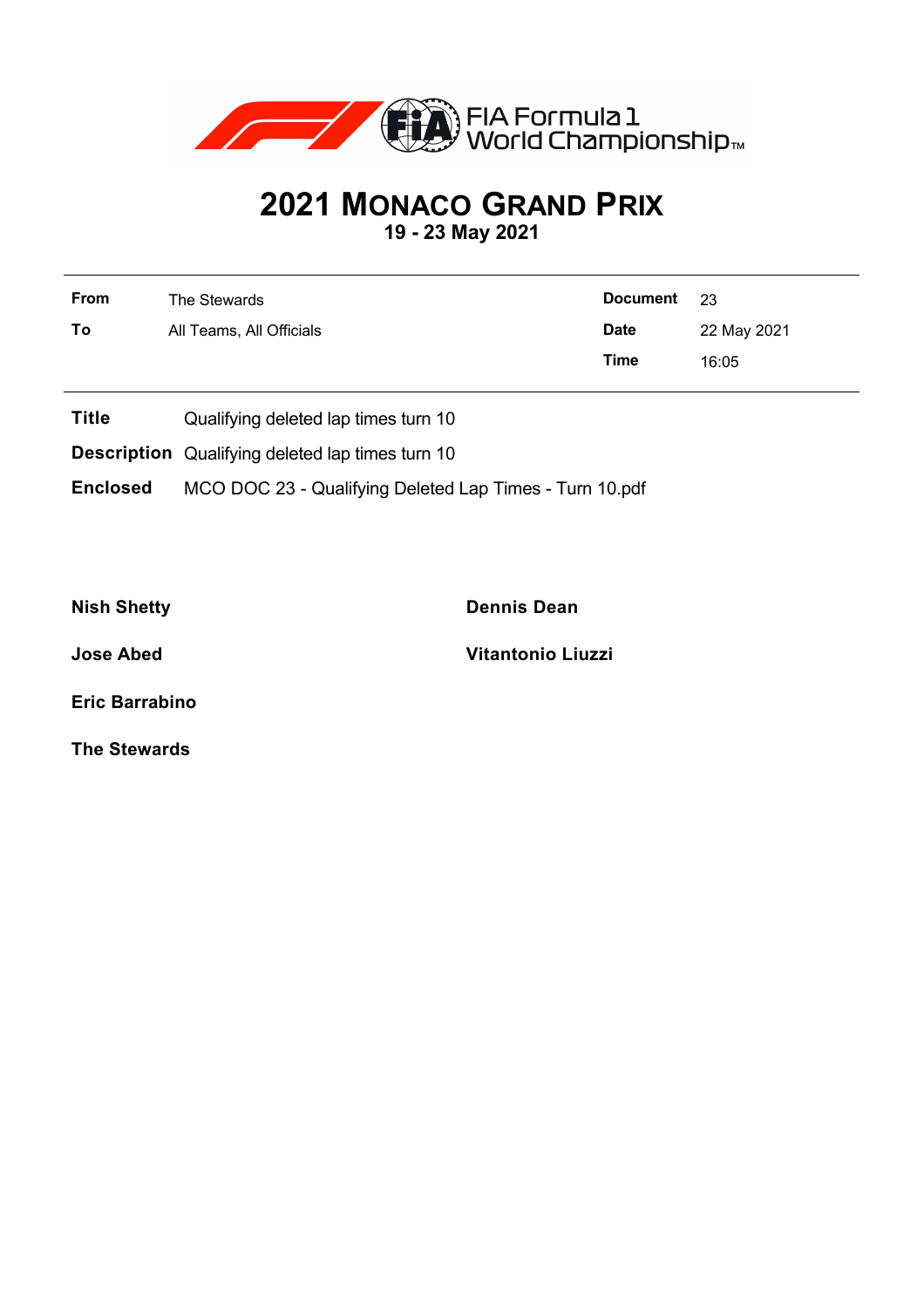# 2021 MONACO GRAND PRIX

**19 - 23 May 2021**

| | | | |
|---|---|---|---|
| **From** | The Stewards | **Document** | 23 |
| **To** | All Teams, All Officials | **Date** | 22 May 2021 |
| | | **Time** | 16:05 |

**Title** Qualifying deleted lap times turn 10

**Description** Qualifying deleted lap times turn 10

**Enclosed** MCO DOC 23 - Qualifying Deleted Lap Times - Turn 10.pdf

**Nish Shetty**

**Dennis Dean**

**Jose Abed**

**Vitantonio Liuzzi**

**Eric Barrabino**

**The Stewards**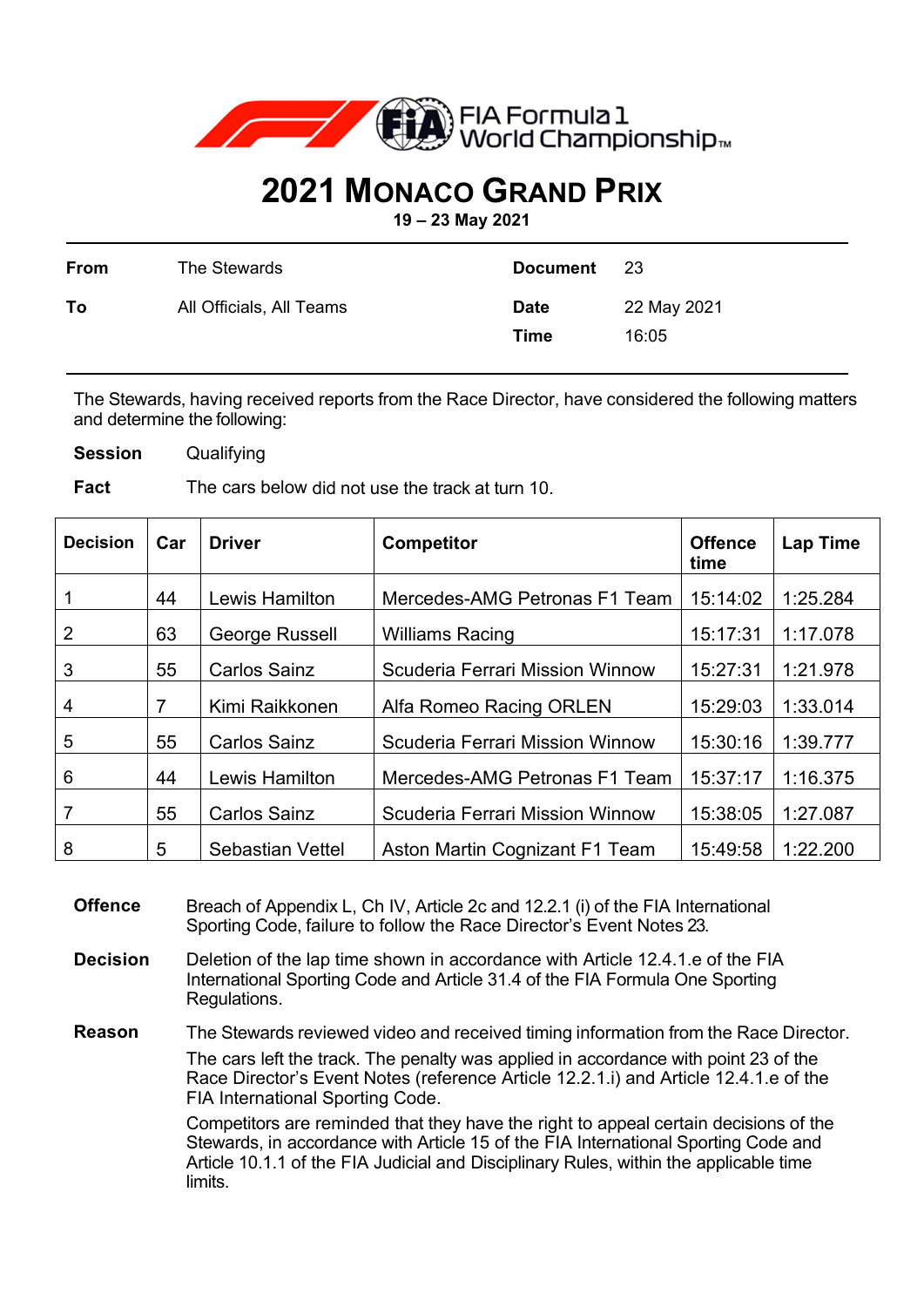# 2021 MONACO GRAND PRIX

**19 – 23 May 2021**

| | | | |
|---|---|---|---|
| **From** | The Stewards | **Document** | 23 |
| **To** | All Officials, All Teams | **Date** | 22 May 2021 |
| | | **Time** | 16:05 |

The Stewards, having received reports from the Race Director, have considered the following matters and determine the following:

**Session** Qualifying

**Fact** The cars below did not use the track at turn 10.

| Decision | Car | Driver | Competitor | Offence time | Lap Time |
|---|---|---|---|---|---|
| 1 | 44 | Lewis Hamilton | Mercedes-AMG Petronas F1 Team | 15:14:02 | 1:25.284 |
| 2 | 63 | George Russell | Williams Racing | 15:17:31 | 1:17.078 |
| 3 | 55 | Carlos Sainz | Scuderia Ferrari Mission Winnow | 15:27:31 | 1:21.978 |
| 4 | 7 | Kimi Raikkonen | Alfa Romeo Racing ORLEN | 15:29:03 | 1:33.014 |
| 5 | 55 | Carlos Sainz | Scuderia Ferrari Mission Winnow | 15:30:16 | 1:39.777 |
| 6 | 44 | Lewis Hamilton | Mercedes-AMG Petronas F1 Team | 15:37:17 | 1:16.375 |
| 7 | 55 | Carlos Sainz | Scuderia Ferrari Mission Winnow | 15:38:05 | 1:27.087 |
| 8 | 5 | Sebastian Vettel | Aston Martin Cognizant F1 Team | 15:49:58 | 1:22.200 |

**Offence** Breach of Appendix L, Ch IV, Article 2c and 12.2.1 (i) of the FIA International Sporting Code, failure to follow the Race Director's Event Notes 23.

**Decision** Deletion of the lap time shown in accordance with Article 12.4.1.e of the FIA International Sporting Code and Article 31.4 of the FIA Formula One Sporting Regulations.

**Reason** The Stewards reviewed video and received timing information from the Race Director.

The cars left the track. The penalty was applied in accordance with point 23 of the Race Director's Event Notes (reference Article 12.2.1.i) and Article 12.4.1.e of the FIA International Sporting Code.

Competitors are reminded that they have the right to appeal certain decisions of the Stewards, in accordance with Article 15 of the FIA International Sporting Code and Article 10.1.1 of the FIA Judicial and Disciplinary Rules, within the applicable time limits.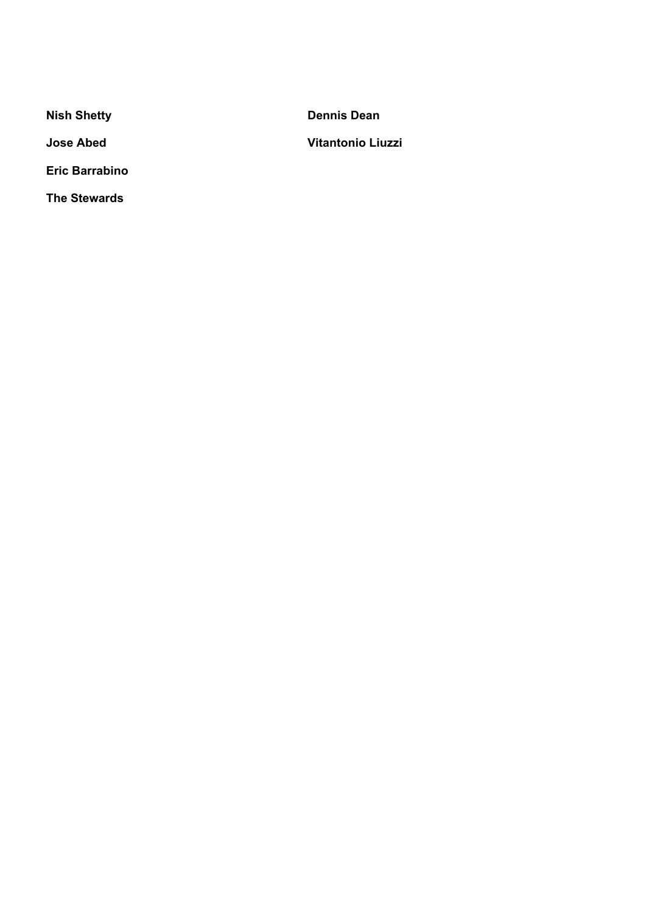**Nish Shetty**

**Jose Abed**

**Eric Barrabino**

**The Stewards**

**Dennis Dean**

**Vitantonio Liuzzi**